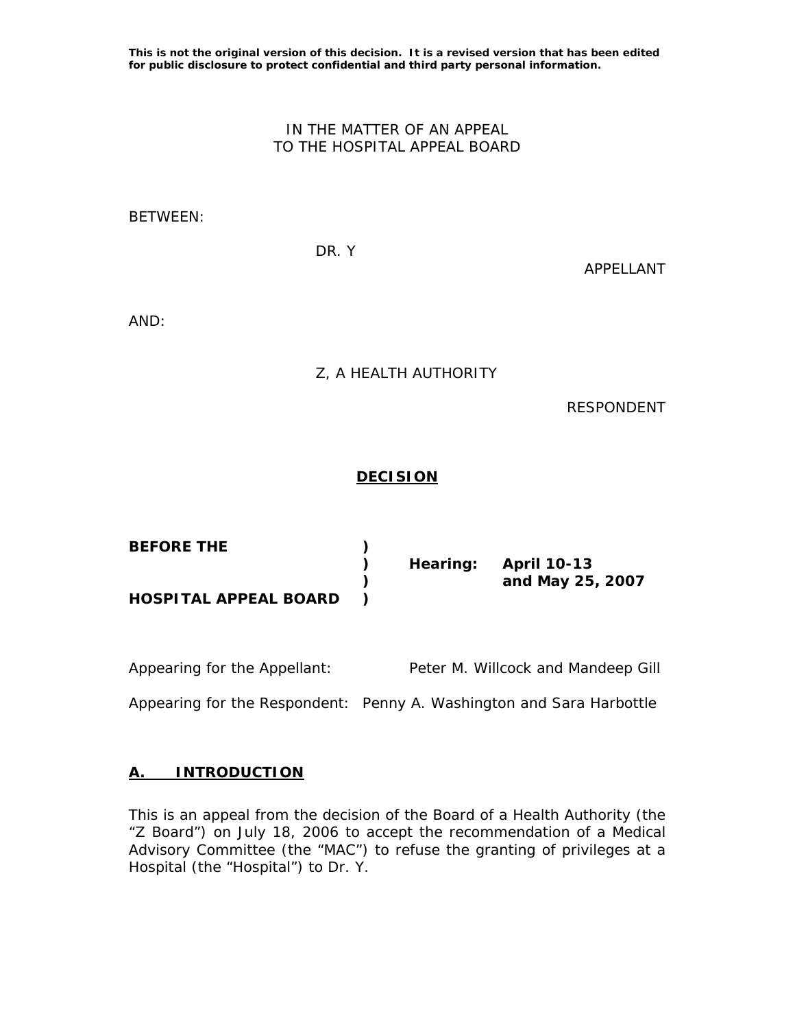**This is not the original version of this decision. It is a revised version that has been edited for public disclosure to protect confidential and third party personal information.**

IN THE MATTER OF AN APPEAL
TO THE HOSPITAL APPEAL BOARD

BETWEEN:

DR. Y

APPELLANT

AND:

Z, A HEALTH AUTHORITY

RESPONDENT

# DECISION

| **BEFORE THE HOSPITAL APPEAL BOARD** | ) | **Hearing:** | **April 10-13 and May 25, 2007** |
|---|---|---|---|

Appearing for the Appellant: Peter M. Willcock and Mandeep Gill

Appearing for the Respondent: Penny A. Washington and Sara Harbottle

## A. INTRODUCTION

This is an appeal from the decision of the Board of a Health Authority (the "Z Board") on July 18, 2006 to accept the recommendation of a Medical Advisory Committee (the "MAC") to refuse the granting of privileges at a Hospital (the "Hospital") to Dr. Y.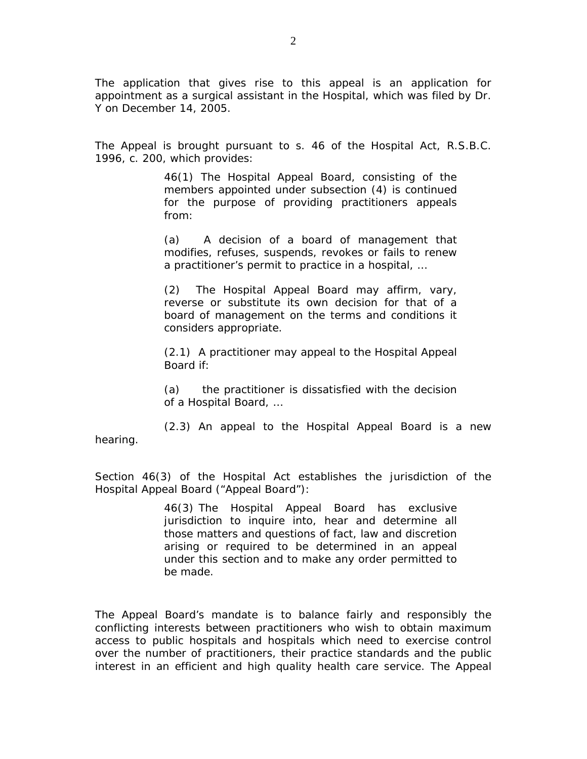The application that gives rise to this appeal is an application for appointment as a surgical assistant in the Hospital, which was filed by Dr. Y on December 14, 2005.

The Appeal is brought pursuant to s. 46 of the Hospital Act, R.S.B.C. 1996, c. 200, which provides:

> 46(1) The Hospital Appeal Board, consisting of the members appointed under subsection (4) is continued for the purpose of providing practitioners appeals from:
>
> (a) A decision of a board of management that modifies, refuses, suspends, revokes or fails to renew a practitioner's permit to practice in a hospital, …
>
> (2) The Hospital Appeal Board may affirm, vary, reverse or substitute its own decision for that of a board of management on the terms and conditions it considers appropriate.
>
> (2.1) A practitioner may appeal to the Hospital Appeal Board if:
>
> (a) the practitioner is dissatisfied with the decision of a Hospital Board, …
>
> (2.3) An appeal to the Hospital Appeal Board is a new hearing.

Section 46(3) of the Hospital Act establishes the jurisdiction of the Hospital Appeal Board ("Appeal Board"):

> 46(3) The Hospital Appeal Board has exclusive jurisdiction to inquire into, hear and determine all those matters and questions of fact, law and discretion arising or required to be determined in an appeal under this section and to make any order permitted to be made.

The Appeal Board's mandate is to balance fairly and responsibly the conflicting interests between practitioners who wish to obtain maximum access to public hospitals and hospitals which need to exercise control over the number of practitioners, their practice standards and the public interest in an efficient and high quality health care service. The Appeal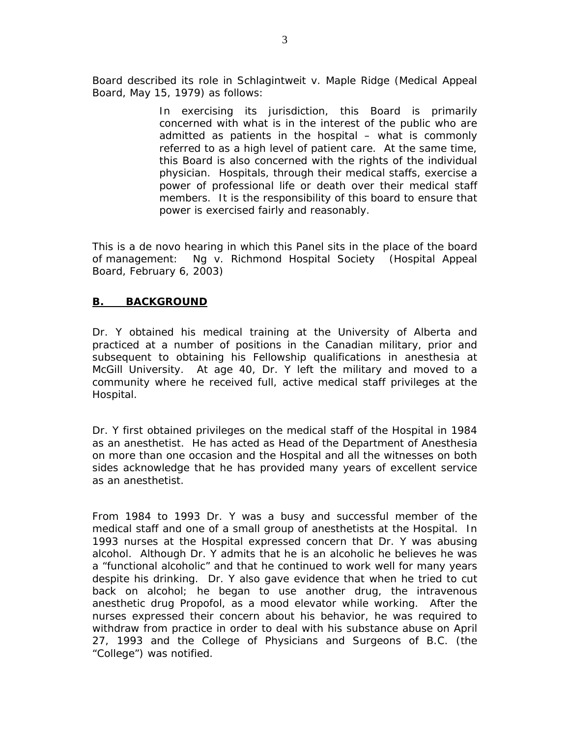Board described its role in Schlagintweit v. Maple Ridge (Medical Appeal Board, May 15, 1979) as follows:

> In exercising its jurisdiction, this Board is primarily concerned with what is in the interest of the public who are admitted as patients in the hospital – what is commonly referred to as a high level of patient care. At the same time, this Board is also concerned with the rights of the individual physician. Hospitals, through their medical staffs, exercise a power of professional life or death over their medical staff members. It is the responsibility of this board to ensure that power is exercised fairly and reasonably.

This is a de novo hearing in which this Panel sits in the place of the board of management: Ng v. Richmond Hospital Society (Hospital Appeal Board, February 6, 2003)

## B. BACKGROUND

Dr. Y obtained his medical training at the University of Alberta and practiced at a number of positions in the Canadian military, prior and subsequent to obtaining his Fellowship qualifications in anesthesia at McGill University. At age 40, Dr. Y left the military and moved to a community where he received full, active medical staff privileges at the Hospital.

Dr. Y first obtained privileges on the medical staff of the Hospital in 1984 as an anesthetist. He has acted as Head of the Department of Anesthesia on more than one occasion and the Hospital and all the witnesses on both sides acknowledge that he has provided many years of excellent service as an anesthetist.

From 1984 to 1993 Dr. Y was a busy and successful member of the medical staff and one of a small group of anesthetists at the Hospital. In 1993 nurses at the Hospital expressed concern that Dr. Y was abusing alcohol. Although Dr. Y admits that he is an alcoholic he believes he was a "functional alcoholic" and that he continued to work well for many years despite his drinking. Dr. Y also gave evidence that when he tried to cut back on alcohol; he began to use another drug, the intravenous anesthetic drug Propofol, as a mood elevator while working. After the nurses expressed their concern about his behavior, he was required to withdraw from practice in order to deal with his substance abuse on April 27, 1993 and the College of Physicians and Surgeons of B.C. (the "College") was notified.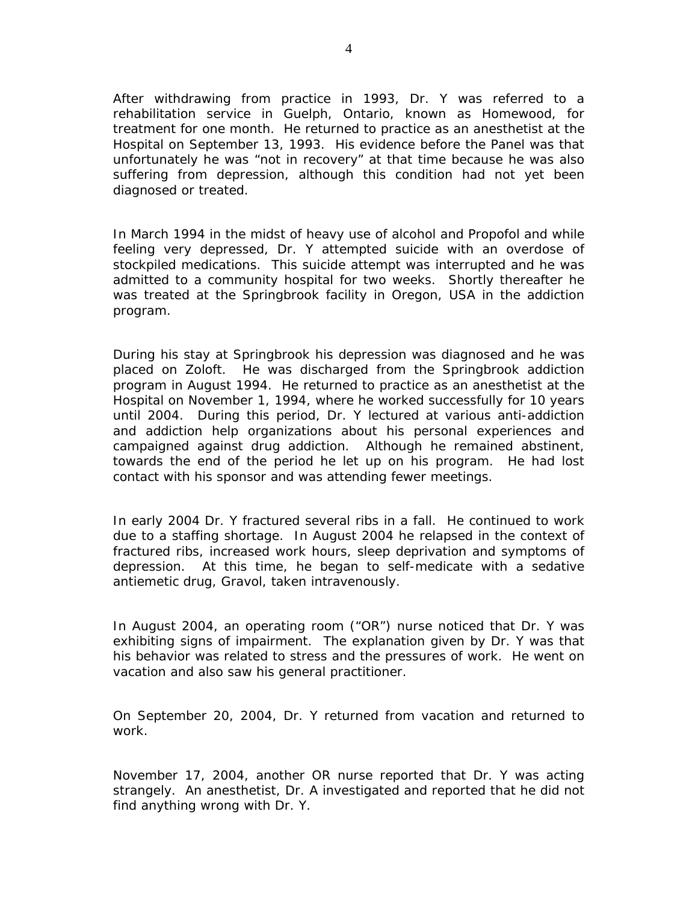After withdrawing from practice in 1993, Dr. Y was referred to a rehabilitation service in Guelph, Ontario, known as Homewood, for treatment for one month. He returned to practice as an anesthetist at the Hospital on September 13, 1993. His evidence before the Panel was that unfortunately he was "not in recovery" at that time because he was also suffering from depression, although this condition had not yet been diagnosed or treated.

In March 1994 in the midst of heavy use of alcohol and Propofol and while feeling very depressed, Dr. Y attempted suicide with an overdose of stockpiled medications. This suicide attempt was interrupted and he was admitted to a community hospital for two weeks. Shortly thereafter he was treated at the Springbrook facility in Oregon, USA in the addiction program.

During his stay at Springbrook his depression was diagnosed and he was placed on Zoloft. He was discharged from the Springbrook addiction program in August 1994. He returned to practice as an anesthetist at the Hospital on November 1, 1994, where he worked successfully for 10 years until 2004. During this period, Dr. Y lectured at various anti-addiction and addiction help organizations about his personal experiences and campaigned against drug addiction. Although he remained abstinent, towards the end of the period he let up on his program. He had lost contact with his sponsor and was attending fewer meetings.

In early 2004 Dr. Y fractured several ribs in a fall. He continued to work due to a staffing shortage. In August 2004 he relapsed in the context of fractured ribs, increased work hours, sleep deprivation and symptoms of depression. At this time, he began to self-medicate with a sedative antiemetic drug, Gravol, taken intravenously.

In August 2004, an operating room ("OR") nurse noticed that Dr. Y was exhibiting signs of impairment. The explanation given by Dr. Y was that his behavior was related to stress and the pressures of work. He went on vacation and also saw his general practitioner.

On September 20, 2004, Dr. Y returned from vacation and returned to work.

November 17, 2004, another OR nurse reported that Dr. Y was acting strangely. An anesthetist, Dr. A investigated and reported that he did not find anything wrong with Dr. Y.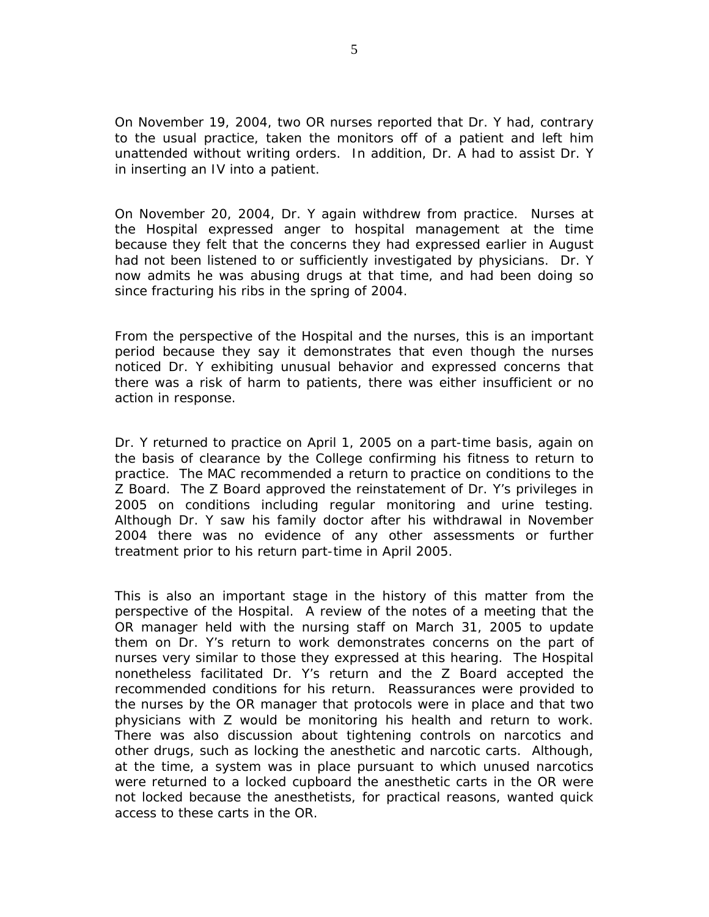On November 19, 2004, two OR nurses reported that Dr. Y had, contrary to the usual practice, taken the monitors off of a patient and left him unattended without writing orders. In addition, Dr. A had to assist Dr. Y in inserting an IV into a patient.

On November 20, 2004, Dr. Y again withdrew from practice. Nurses at the Hospital expressed anger to hospital management at the time because they felt that the concerns they had expressed earlier in August had not been listened to or sufficiently investigated by physicians. Dr. Y now admits he was abusing drugs at that time, and had been doing so since fracturing his ribs in the spring of 2004.

From the perspective of the Hospital and the nurses, this is an important period because they say it demonstrates that even though the nurses noticed Dr. Y exhibiting unusual behavior and expressed concerns that there was a risk of harm to patients, there was either insufficient or no action in response.

Dr. Y returned to practice on April 1, 2005 on a part-time basis, again on the basis of clearance by the College confirming his fitness to return to practice. The MAC recommended a return to practice on conditions to the Z Board. The Z Board approved the reinstatement of Dr. Y's privileges in 2005 on conditions including regular monitoring and urine testing. Although Dr. Y saw his family doctor after his withdrawal in November 2004 there was no evidence of any other assessments or further treatment prior to his return part-time in April 2005.

This is also an important stage in the history of this matter from the perspective of the Hospital. A review of the notes of a meeting that the OR manager held with the nursing staff on March 31, 2005 to update them on Dr. Y's return to work demonstrates concerns on the part of nurses very similar to those they expressed at this hearing. The Hospital nonetheless facilitated Dr. Y's return and the Z Board accepted the recommended conditions for his return. Reassurances were provided to the nurses by the OR manager that protocols were in place and that two physicians with Z would be monitoring his health and return to work. There was also discussion about tightening controls on narcotics and other drugs, such as locking the anesthetic and narcotic carts. Although, at the time, a system was in place pursuant to which unused narcotics were returned to a locked cupboard the anesthetic carts in the OR were not locked because the anesthetists, for practical reasons, wanted quick access to these carts in the OR.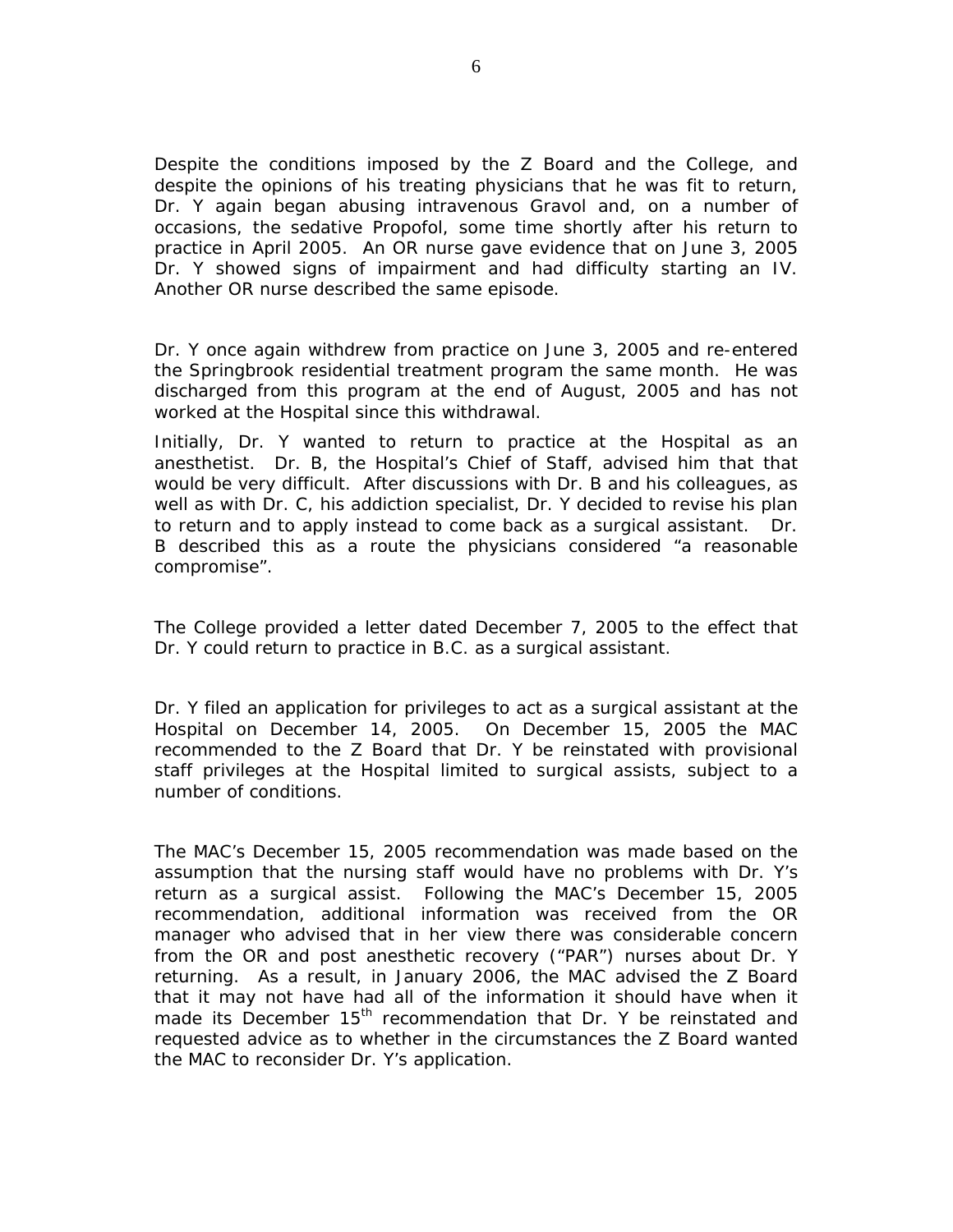Despite the conditions imposed by the Z Board and the College, and despite the opinions of his treating physicians that he was fit to return, Dr. Y again began abusing intravenous Gravol and, on a number of occasions, the sedative Propofol, some time shortly after his return to practice in April 2005. An OR nurse gave evidence that on June 3, 2005 Dr. Y showed signs of impairment and had difficulty starting an IV. Another OR nurse described the same episode.

Dr. Y once again withdrew from practice on June 3, 2005 and re-entered the Springbrook residential treatment program the same month. He was discharged from this program at the end of August, 2005 and has not worked at the Hospital since this withdrawal.

Initially, Dr. Y wanted to return to practice at the Hospital as an anesthetist. Dr. B, the Hospital's Chief of Staff, advised him that that would be very difficult. After discussions with Dr. B and his colleagues, as well as with Dr. C, his addiction specialist, Dr. Y decided to revise his plan to return and to apply instead to come back as a surgical assistant. Dr. B described this as a route the physicians considered "a reasonable compromise".

The College provided a letter dated December 7, 2005 to the effect that Dr. Y could return to practice in B.C. as a surgical assistant.

Dr. Y filed an application for privileges to act as a surgical assistant at the Hospital on December 14, 2005. On December 15, 2005 the MAC recommended to the Z Board that Dr. Y be reinstated with provisional staff privileges at the Hospital limited to surgical assists, subject to a number of conditions.

The MAC's December 15, 2005 recommendation was made based on the assumption that the nursing staff would have no problems with Dr. Y's return as a surgical assist. Following the MAC's December 15, 2005 recommendation, additional information was received from the OR manager who advised that in her view there was considerable concern from the OR and post anesthetic recovery ("PAR") nurses about Dr. Y returning. As a result, in January 2006, the MAC advised the Z Board that it may not have had all of the information it should have when it made its December 15th recommendation that Dr. Y be reinstated and requested advice as to whether in the circumstances the Z Board wanted the MAC to reconsider Dr. Y's application.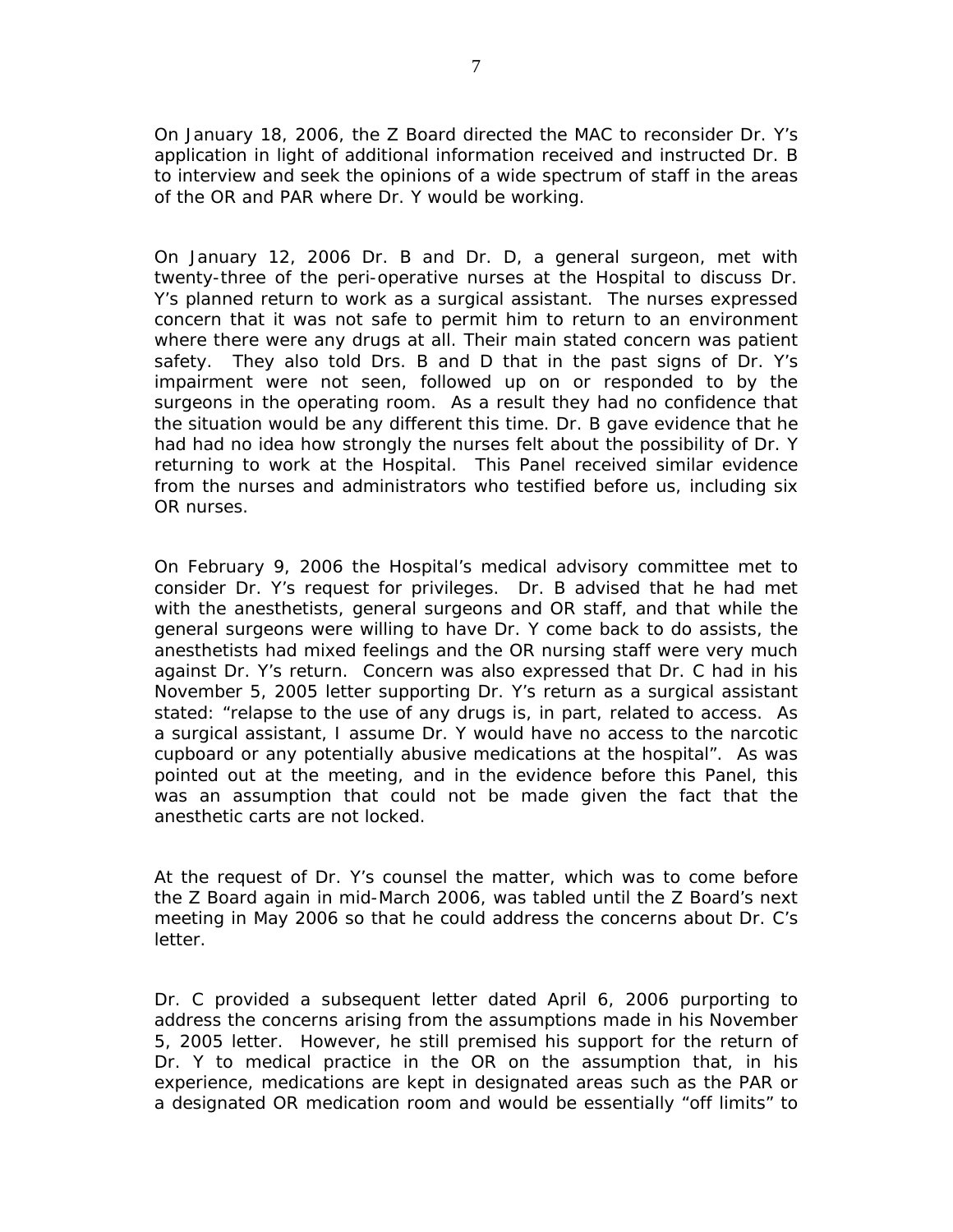On January 18, 2006, the Z Board directed the MAC to reconsider Dr. Y's application in light of additional information received and instructed Dr. B to interview and seek the opinions of a wide spectrum of staff in the areas of the OR and PAR where Dr. Y would be working.

On January 12, 2006 Dr. B and Dr. D, a general surgeon, met with twenty-three of the peri-operative nurses at the Hospital to discuss Dr. Y's planned return to work as a surgical assistant. The nurses expressed concern that it was not safe to permit him to return to an environment where there were any drugs at all. Their main stated concern was patient safety. They also told Drs. B and D that in the past signs of Dr. Y's impairment were not seen, followed up on or responded to by the surgeons in the operating room. As a result they had no confidence that the situation would be any different this time. Dr. B gave evidence that he had had no idea how strongly the nurses felt about the possibility of Dr. Y returning to work at the Hospital. This Panel received similar evidence from the nurses and administrators who testified before us, including six OR nurses.

On February 9, 2006 the Hospital's medical advisory committee met to consider Dr. Y's request for privileges. Dr. B advised that he had met with the anesthetists, general surgeons and OR staff, and that while the general surgeons were willing to have Dr. Y come back to do assists, the anesthetists had mixed feelings and the OR nursing staff were very much against Dr. Y's return. Concern was also expressed that Dr. C had in his November 5, 2005 letter supporting Dr. Y's return as a surgical assistant stated: "relapse to the use of any drugs is, in part, related to access. As a surgical assistant, I assume Dr. Y would have no access to the narcotic cupboard or any potentially abusive medications at the hospital". As was pointed out at the meeting, and in the evidence before this Panel, this was an assumption that could not be made given the fact that the anesthetic carts are not locked.

At the request of Dr. Y's counsel the matter, which was to come before the Z Board again in mid-March 2006, was tabled until the Z Board's next meeting in May 2006 so that he could address the concerns about Dr. C's letter.

Dr. C provided a subsequent letter dated April 6, 2006 purporting to address the concerns arising from the assumptions made in his November 5, 2005 letter. However, he still premised his support for the return of Dr. Y to medical practice in the OR on the assumption that, in his experience, medications are kept in designated areas such as the PAR or a designated OR medication room and would be essentially "off limits" to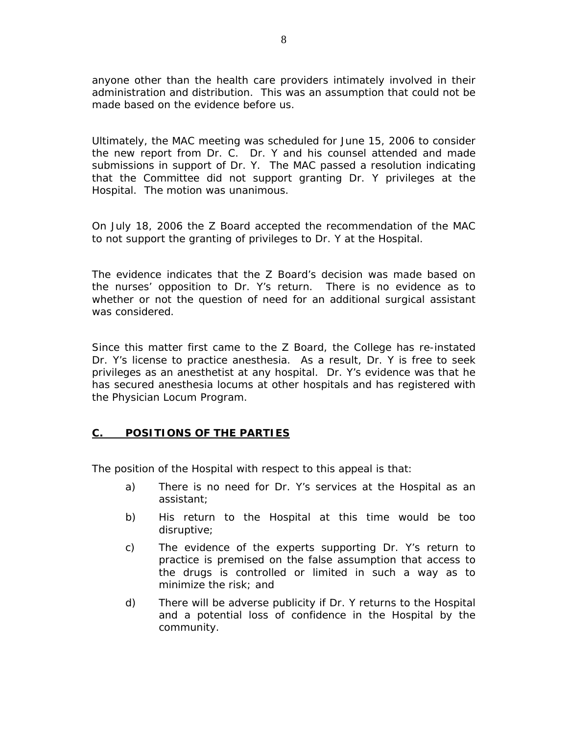anyone other than the health care providers intimately involved in their administration and distribution. This was an assumption that could not be made based on the evidence before us.

Ultimately, the MAC meeting was scheduled for June 15, 2006 to consider the new report from Dr. C. Dr. Y and his counsel attended and made submissions in support of Dr. Y. The MAC passed a resolution indicating that the Committee did not support granting Dr. Y privileges at the Hospital. The motion was unanimous.

On July 18, 2006 the Z Board accepted the recommendation of the MAC to not support the granting of privileges to Dr. Y at the Hospital.

The evidence indicates that the Z Board's decision was made based on the nurses' opposition to Dr. Y's return. There is no evidence as to whether or not the question of need for an additional surgical assistant was considered.

Since this matter first came to the Z Board, the College has re-instated Dr. Y's license to practice anesthesia. As a result, Dr. Y is free to seek privileges as an anesthetist at any hospital. Dr. Y's evidence was that he has secured anesthesia locums at other hospitals and has registered with the Physician Locum Program.

## C. POSITIONS OF THE PARTIES

The position of the Hospital with respect to this appeal is that:

a) There is no need for Dr. Y's services at the Hospital as an assistant;

b) His return to the Hospital at this time would be too disruptive;

c) The evidence of the experts supporting Dr. Y's return to practice is premised on the false assumption that access to the drugs is controlled or limited in such a way as to minimize the risk; and

d) There will be adverse publicity if Dr. Y returns to the Hospital and a potential loss of confidence in the Hospital by the community.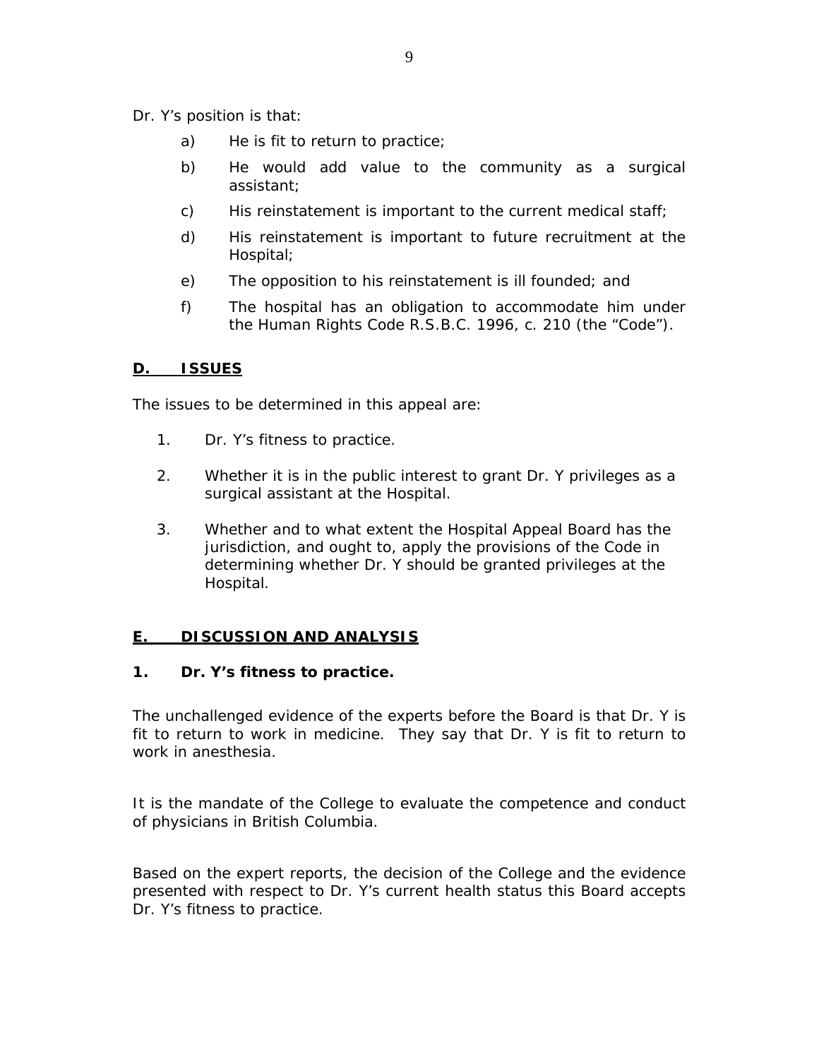Dr. Y's position is that:

a) He is fit to return to practice;

b) He would add value to the community as a surgical assistant;

c) His reinstatement is important to the current medical staff;

d) His reinstatement is important to future recruitment at the Hospital;

e) The opposition to his reinstatement is ill founded; and

f) The hospital has an obligation to accommodate him under the Human Rights Code R.S.B.C. 1996, c. 210 (the "Code").

## D. ISSUES

The issues to be determined in this appeal are:

1. Dr. Y's fitness to practice.

2. Whether it is in the public interest to grant Dr. Y privileges as a surgical assistant at the Hospital.

3. Whether and to what extent the Hospital Appeal Board has the jurisdiction, and ought to, apply the provisions of the Code in determining whether Dr. Y should be granted privileges at the Hospital.

## E. DISCUSSION AND ANALYSIS

### 1. Dr. Y's fitness to practice.

The unchallenged evidence of the experts before the Board is that Dr. Y is fit to return to work in medicine. They say that Dr. Y is fit to return to work in anesthesia.

It is the mandate of the College to evaluate the competence and conduct of physicians in British Columbia.

Based on the expert reports, the decision of the College and the evidence presented with respect to Dr. Y's current health status this Board accepts Dr. Y's fitness to practice.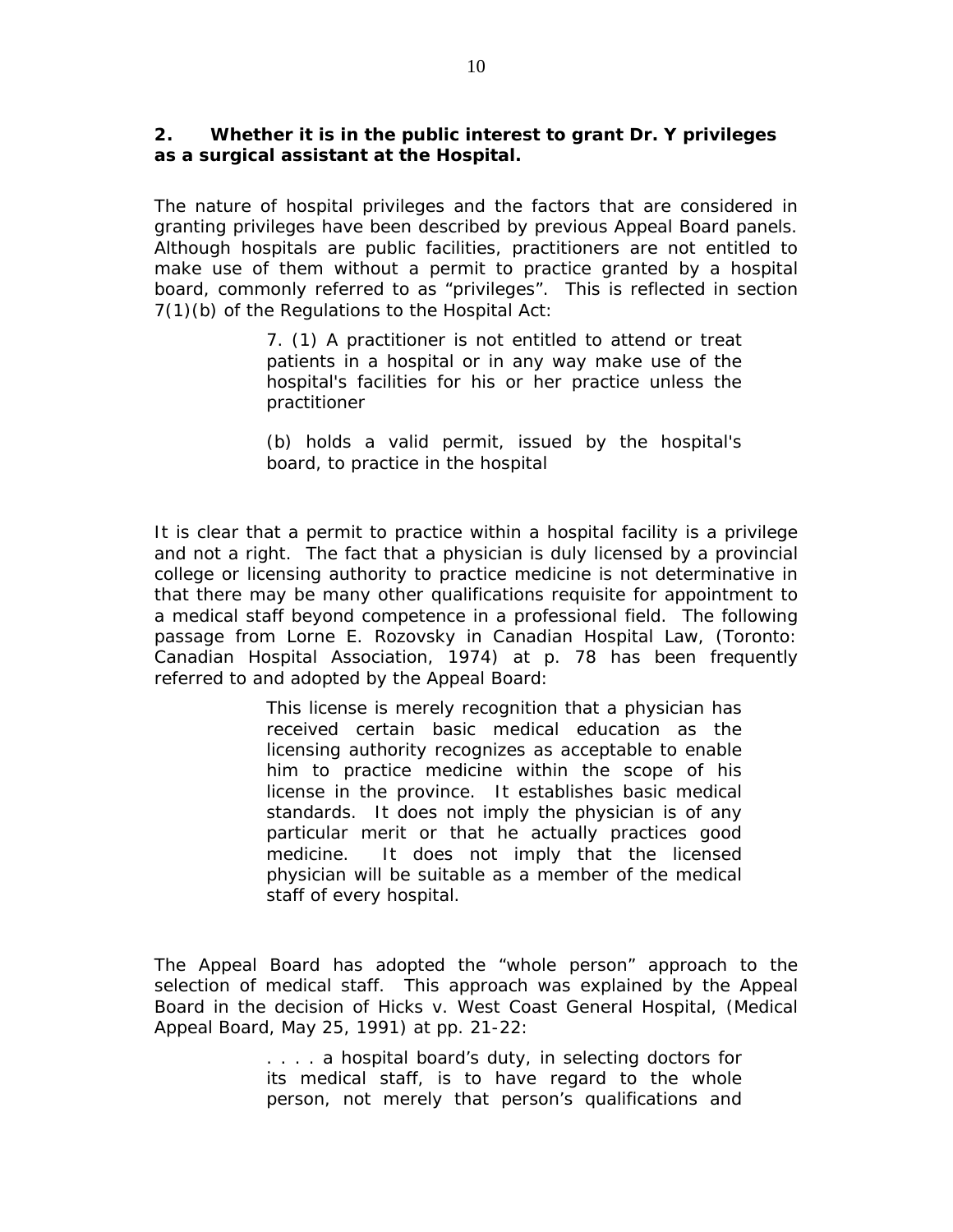**2. Whether it is in the public interest to grant Dr. Y privileges as a surgical assistant at the Hospital.**

The nature of hospital privileges and the factors that are considered in granting privileges have been described by previous Appeal Board panels. Although hospitals are public facilities, practitioners are not entitled to make use of them without a permit to practice granted by a hospital board, commonly referred to as "privileges". This is reflected in section 7(1)(b) of the Regulations to the Hospital Act:

> 7. (1) A practitioner is not entitled to attend or treat patients in a hospital or in any way make use of the hospital's facilities for his or her practice unless the practitioner
>
> (b) holds a valid permit, issued by the hospital's board, to practice in the hospital

It is clear that a permit to practice within a hospital facility is a privilege and not a right. The fact that a physician is duly licensed by a provincial college or licensing authority to practice medicine is not determinative in that there may be many other qualifications requisite for appointment to a medical staff beyond competence in a professional field. The following passage from Lorne E. Rozovsky in Canadian Hospital Law, (Toronto: Canadian Hospital Association, 1974) at p. 78 has been frequently referred to and adopted by the Appeal Board:

> This license is merely recognition that a physician has received certain basic medical education as the licensing authority recognizes as acceptable to enable him to practice medicine within the scope of his license in the province. It establishes basic medical standards. It does not imply the physician is of any particular merit or that he actually practices good medicine. It does not imply that the licensed physician will be suitable as a member of the medical staff of every hospital.

The Appeal Board has adopted the "whole person" approach to the selection of medical staff. This approach was explained by the Appeal Board in the decision of Hicks v. West Coast General Hospital, (Medical Appeal Board, May 25, 1991) at pp. 21-22:

> . . . . a hospital board's duty, in selecting doctors for its medical staff, is to have regard to the whole person, not merely that person's qualifications and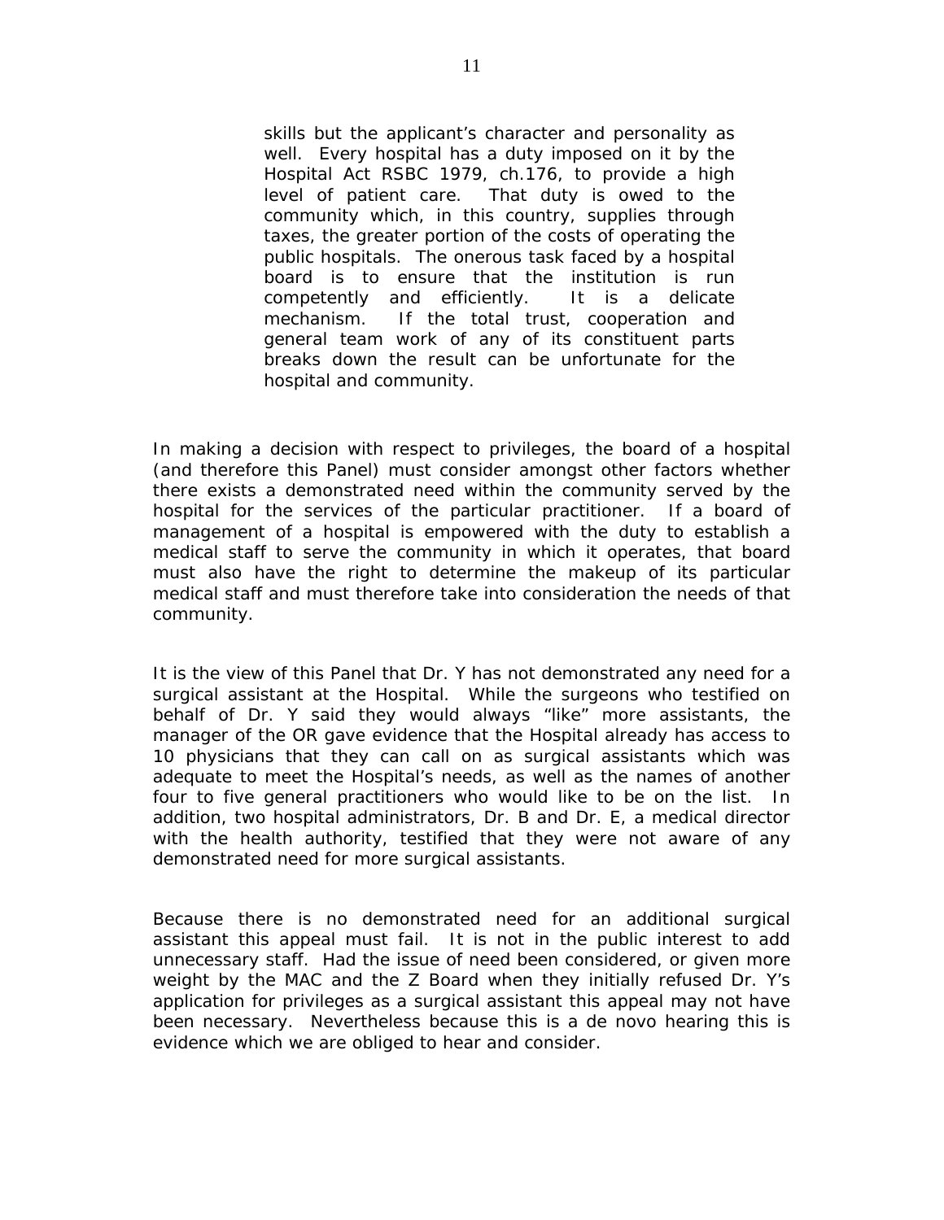> skills but the applicant's character and personality as well. Every hospital has a duty imposed on it by the Hospital Act RSBC 1979, ch.176, to provide a high level of patient care. That duty is owed to the community which, in this country, supplies through taxes, the greater portion of the costs of operating the public hospitals. The onerous task faced by a hospital board is to ensure that the institution is run competently and efficiently. It is a delicate mechanism. If the total trust, cooperation and general team work of any of its constituent parts breaks down the result can be unfortunate for the hospital and community.

In making a decision with respect to privileges, the board of a hospital (and therefore this Panel) must consider amongst other factors whether there exists a demonstrated need within the community served by the hospital for the services of the particular practitioner. If a board of management of a hospital is empowered with the duty to establish a medical staff to serve the community in which it operates, that board must also have the right to determine the makeup of its particular medical staff and must therefore take into consideration the needs of that community.

It is the view of this Panel that Dr. Y has not demonstrated any need for a surgical assistant at the Hospital. While the surgeons who testified on behalf of Dr. Y said they would always "like" more assistants, the manager of the OR gave evidence that the Hospital already has access to 10 physicians that they can call on as surgical assistants which was adequate to meet the Hospital's needs, as well as the names of another four to five general practitioners who would like to be on the list. In addition, two hospital administrators, Dr. B and Dr. E, a medical director with the health authority, testified that they were not aware of any demonstrated need for more surgical assistants.

Because there is no demonstrated need for an additional surgical assistant this appeal must fail. It is not in the public interest to add unnecessary staff. Had the issue of need been considered, or given more weight by the MAC and the Z Board when they initially refused Dr. Y's application for privileges as a surgical assistant this appeal may not have been necessary. Nevertheless because this is a de novo hearing this is evidence which we are obliged to hear and consider.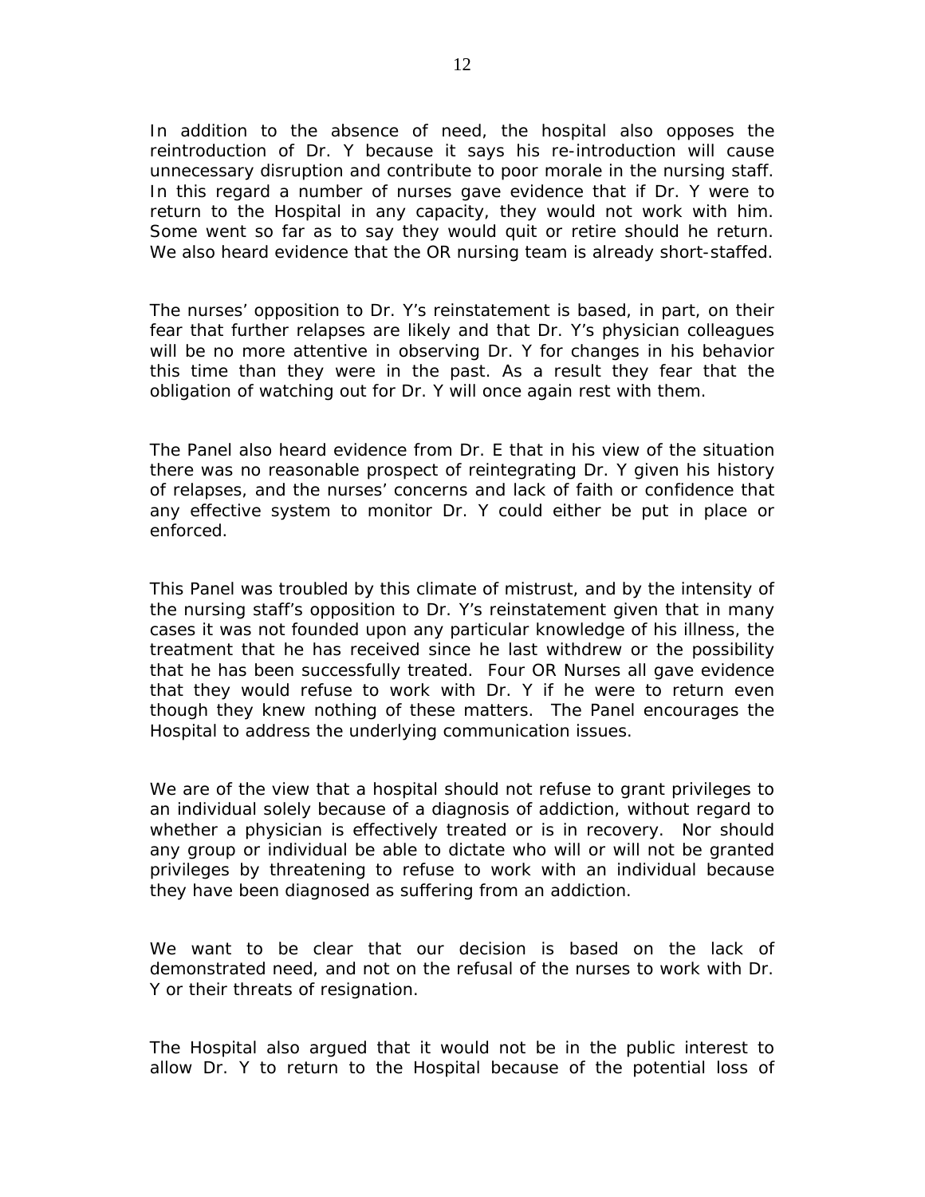In addition to the absence of need, the hospital also opposes the reintroduction of Dr. Y because it says his re-introduction will cause unnecessary disruption and contribute to poor morale in the nursing staff. In this regard a number of nurses gave evidence that if Dr. Y were to return to the Hospital in any capacity, they would not work with him. Some went so far as to say they would quit or retire should he return. We also heard evidence that the OR nursing team is already short-staffed.

The nurses' opposition to Dr. Y's reinstatement is based, in part, on their fear that further relapses are likely and that Dr. Y's physician colleagues will be no more attentive in observing Dr. Y for changes in his behavior this time than they were in the past. As a result they fear that the obligation of watching out for Dr. Y will once again rest with them.

The Panel also heard evidence from Dr. E that in his view of the situation there was no reasonable prospect of reintegrating Dr. Y given his history of relapses, and the nurses' concerns and lack of faith or confidence that any effective system to monitor Dr. Y could either be put in place or enforced.

This Panel was troubled by this climate of mistrust, and by the intensity of the nursing staff's opposition to Dr. Y's reinstatement given that in many cases it was not founded upon any particular knowledge of his illness, the treatment that he has received since he last withdrew or the possibility that he has been successfully treated. Four OR Nurses all gave evidence that they would refuse to work with Dr. Y if he were to return even though they knew nothing of these matters. The Panel encourages the Hospital to address the underlying communication issues.

We are of the view that a hospital should not refuse to grant privileges to an individual solely because of a diagnosis of addiction, without regard to whether a physician is effectively treated or is in recovery. Nor should any group or individual be able to dictate who will or will not be granted privileges by threatening to refuse to work with an individual because they have been diagnosed as suffering from an addiction.

We want to be clear that our decision is based on the lack of demonstrated need, and not on the refusal of the nurses to work with Dr. Y or their threats of resignation.

The Hospital also argued that it would not be in the public interest to allow Dr. Y to return to the Hospital because of the potential loss of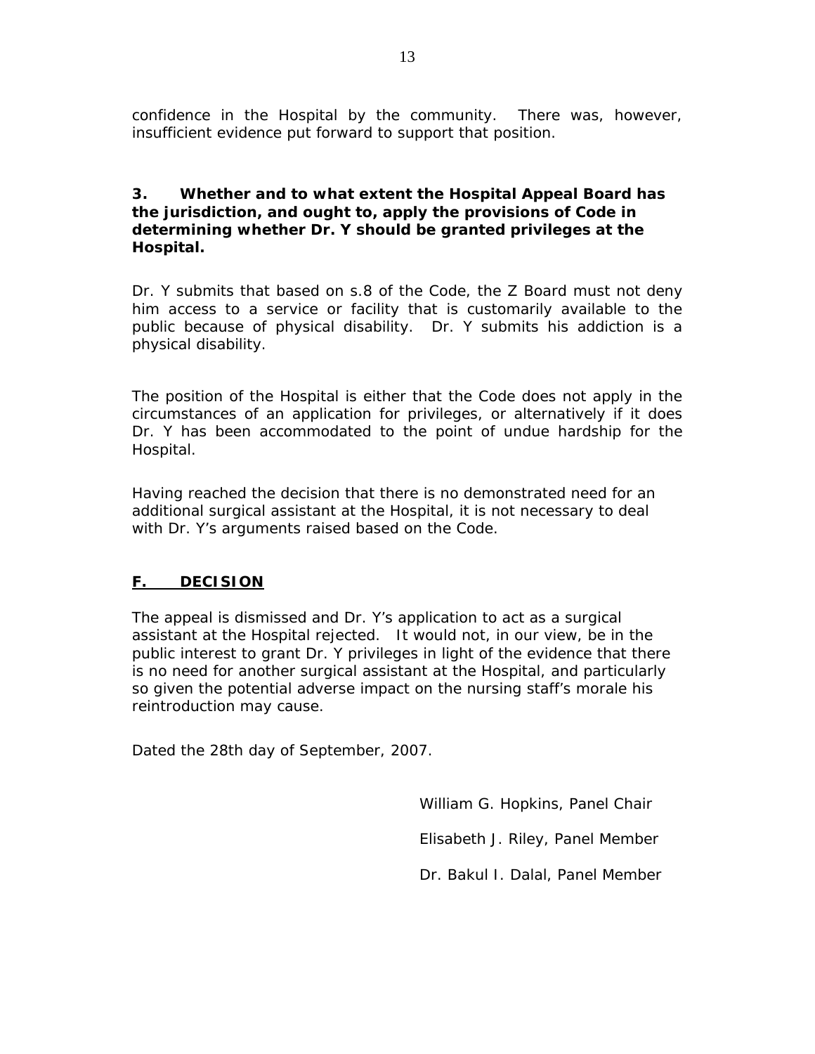confidence in the Hospital by the community. There was, however, insufficient evidence put forward to support that position.

**3. Whether and to what extent the Hospital Appeal Board has the jurisdiction, and ought to, apply the provisions of Code in determining whether Dr. Y should be granted privileges at the Hospital.**

Dr. Y submits that based on s.8 of the Code, the Z Board must not deny him access to a service or facility that is customarily available to the public because of physical disability. Dr. Y submits his addiction is a physical disability.

The position of the Hospital is either that the Code does not apply in the circumstances of an application for privileges, or alternatively if it does Dr. Y has been accommodated to the point of undue hardship for the Hospital.

Having reached the decision that there is no demonstrated need for an additional surgical assistant at the Hospital, it is not necessary to deal with Dr. Y's arguments raised based on the Code.

## F. DECISION

The appeal is dismissed and Dr. Y's application to act as a surgical assistant at the Hospital rejected. It would not, in our view, be in the public interest to grant Dr. Y privileges in light of the evidence that there is no need for another surgical assistant at the Hospital, and particularly so given the potential adverse impact on the nursing staff's morale his reintroduction may cause.

Dated the 28th day of September, 2007.

William G. Hopkins, Panel Chair

Elisabeth J. Riley, Panel Member

Dr. Bakul I. Dalal, Panel Member